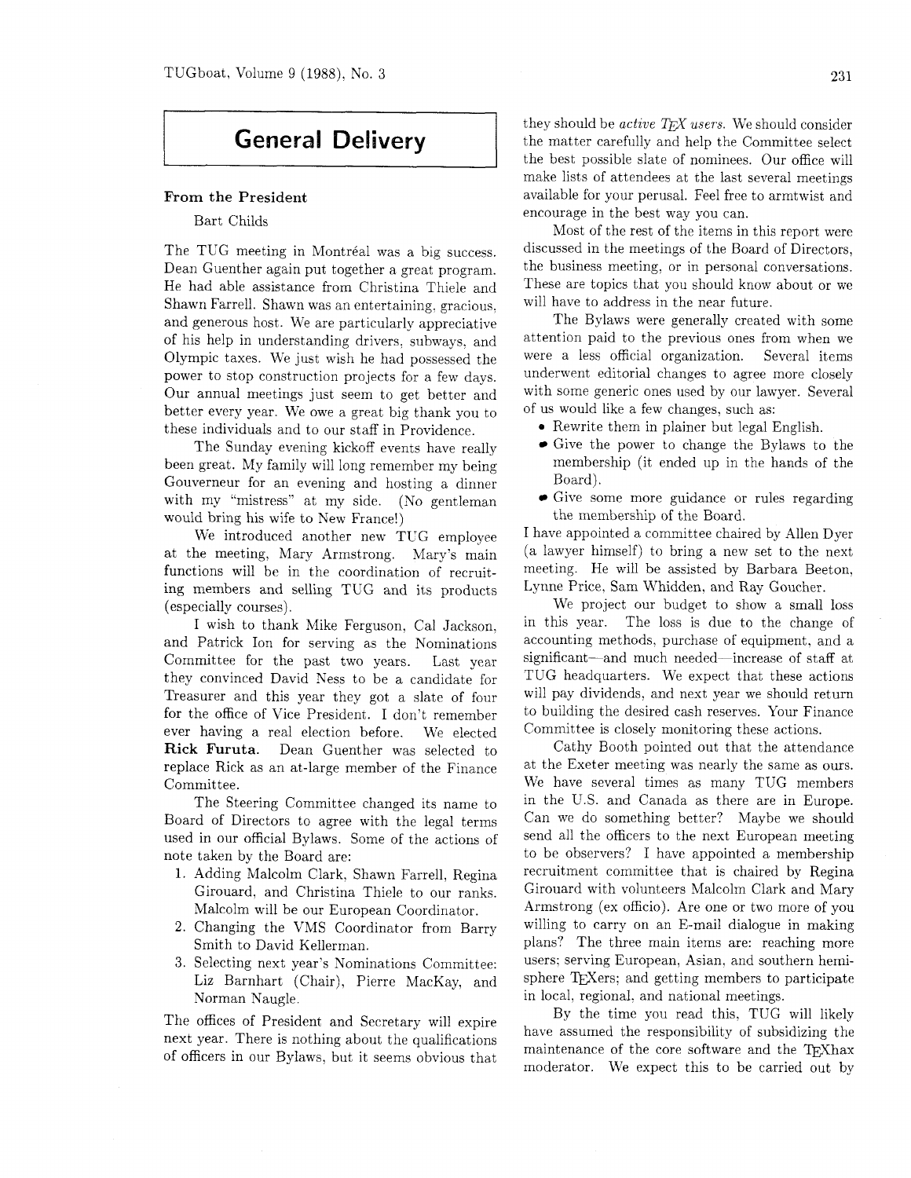# General Delivery

## From the President

Bart Childs

The TUG meeting in Montréal was a big success. Dean Guenther again put together a great program. He had able assistance from Christina Thiele and Shawn Farrell. Shawn was an entertaining, gracious, and generous host. We are particularly appreciative of his help in understanding drivers, subways, and Olympic taxes. We just wish he had possessed the power to stop construction projects for a few days. Our annual meetings just seem to get better and better every year. We owe a great big thank you to these individuals and to our staff in Providence.

The Sunday evening kickoff events have really been great. My family will long remember my being Gouverneur for an evening and hosting a dinner with my "mistress" at my side. (No gentleman would bring his wife to New France!)

We introduced another new TUG employee at the meeting, Mary Armstrong. Mary's main functions will be in the coordination of recruiting members and selling TUG and its products (especially courses).

I wish to thank Mike Ferguson, Cal Jackson, and Patrick Ion for serving as the Nominations Committee for the past two years. Last year they convinced David Ness to be a candidate for Treasurer and this year they got a slate of four for the office of Vice President. I don't remember ever having a real election before. We elected **Rick Furuta**. Dean Guenther was selected to replace Rick as an at-large member of the Finance Committee.

The Steering Committee changed its name to Board of Directors to agree with the legal terms used in our official Bylaws. Some of the actions of note taken by the Board are:

1. Adding Malcolm Clark, Shawn Farrell, Regina Girouard, and Christina Thiele to our ranks. Malcolm will be our European Coordinator.
2. Changing the VMS Coordinator from Barry Smith to David Kellerman.
3. Selecting next year's Nominations Committee: Liz Barnhart (Chair), Pierre MacKay, and Norman Naugle.

The offices of President and Secretary will expire next year. There is nothing about the qualifications of officers in our Bylaws, but it seems obvious that they should be *active TeX users*. We should consider the matter carefully and help the Committee select the best possible slate of nominees. Our office will make lists of attendees at the last several meetings available for your perusal. Feel free to armtwist and encourage in the best way you can.

Most of the rest of the items in this report were discussed in the meetings of the Board of Directors, the business meeting, or in personal conversations. These are topics that you should know about or we will have to address in the near future.

The Bylaws were generally created with some attention paid to the previous ones from when we were a less official organization. Several items underwent editorial changes to agree more closely with some generic ones used by our lawyer. Several of us would like a few changes, such as:

- Rewrite them in plainer but legal English.
- Give the power to change the Bylaws to the membership (it ended up in the hands of the Board).
- Give some more guidance or rules regarding the membership of the Board.

I have appointed a committee chaired by Allen Dyer (a lawyer himself) to bring a new set to the next meeting. He will be assisted by Barbara Beeton, Lynne Price, Sam Whidden, and Ray Goucher.

We project our budget to show a small loss in this year. The loss is due to the change of accounting methods, purchase of equipment, and a significant—and much needed—increase of staff at TUG headquarters. We expect that these actions will pay dividends, and next year we should return to building the desired cash reserves. Your Finance Committee is closely monitoring these actions.

Cathy Booth pointed out that the attendance at the Exeter meeting was nearly the same as ours. We have several times as many TUG members in the U.S. and Canada as there are in Europe. Can we do something better? Maybe we should send all the officers to the next European meeting to be observers? I have appointed a membership recruitment committee that is chaired by Regina Girouard with volunteers Malcolm Clark and Mary Armstrong (ex officio). Are one or two more of you willing to carry on an E-mail dialogue in making plans? The three main items are: reaching more users; serving European, Asian, and southern hemisphere TeXers; and getting members to participate in local, regional, and national meetings.

By the time you read this, TUG will likely have assumed the responsibility of subsidizing the maintenance of the core software and the TeXhax moderator. We expect this to be carried out by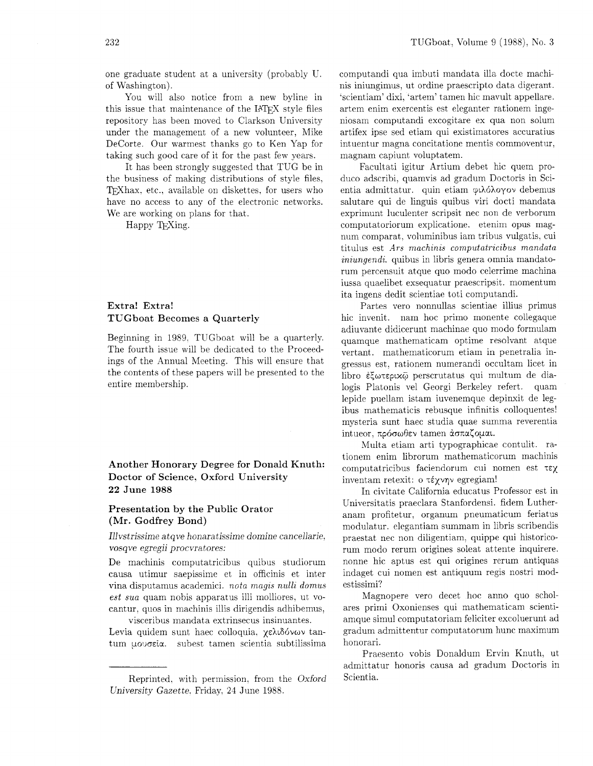one graduate student at a university (probably U. of Washington).

You will also notice from a new byline in this issue that maintenance of the LaTeX style files repository has been moved to Clarkson University under the management of a new volunteer, Mike DeCorte. Our warmest thanks go to Ken Yap for taking such good care of it for the past few years.

It has been strongly suggested that TUG be in the business of making distributions of style files, TeXhax, etc., available on diskettes, for users who have no access to any of the electronic networks. We are working on plans for that.

Happy TeXing.

## Extra! Extra! TUGboat Becomes a Quarterly

Beginning in 1989, TUGboat will be a quarterly. The fourth issue will be dedicated to the Proceedings of the Annual Meeting. This will ensure that the contents of these papers will be presented to the entire membership.

## Another Honorary Degree for Donald Knuth: Doctor of Science, Oxford University 22 June 1988

### Presentation by the Public Orator (Mr. Godfrey Bond)

*Illvstrissime atqve honaratissime domine cancellarie, vosqve egregii procvratores:*

De machinis computatricibus quibus studiorum causa utimur saepissime et in officinis et inter vina disputamus academici. *nota magis nulli domus est sua* quam nobis apparatus illi molliores, ut vocantur, quos in machinis illis dirigendis adhibemus,

visceribus mandata extrinsecus insinuantes.

Levia quidem sunt haec colloquia, χελιδόνων tantum μουσεῖα. subest tamen scientia subtilissima computandi qua imbuti mandata illa docte machinis iniungimus, ut ordine praescripto data digerant. 'scientiam' dixi, 'artem' tamen hic mavult appellare. artem enim exercentis est eleganter rationem ingeniosam computandi excogitare ex qua non solum artifex ipse sed etiam qui existimatores accuratius intuentur magna concitatione mentis commoventur, magnam capiunt voluptatem.

Facultati igitur Artium debet hic quem produco adscribi, quamvis ad gradum Doctoris in Scientia admittatur. quin etiam φιλόλογον debemus salutare qui de linguis quibus viri docti mandata exprimunt luculenter scripsit nec non de verborum computatoriorum explicatione. etenim opus magnum comparat, voluminibus iam tribus vulgatis, cui titulus est *Ars machinis computatricibus mandata iniungendi.* quibus in libris genera omnia mandatorum percensuit atque quo modo celerrime machina iussa quaelibet exsequatur praescripsit. momentum ita ingens dedit scientiae toti computandi.

Partes vero nonnullas scientiae illius primus hic invenit. nam hoc primo monente collegaque adiuvante didicerunt machinae quo modo formulam quamque mathematicam optime resolvant atque vertant. mathematicorum etiam in penetralia ingressus est, rationem numerandi occultam licet in libro ἐξωτερικῷ perscrutatus qui multum de dialogis Platonis vel Georgi Berkeley refert. quam lepide puellam istam iuvenemque depinxit de legibus mathematicis rebusque infinitis colloquentes! mysteria sunt haec studia quae summa reverentia intueor, πρόσωθεν tamen ἀσπάζομαι.

Multa etiam arti typographicae contulit. rationem enim librorum mathematicorum machinis computatricibus faciendorum cui nomen est τεχ inventam retexit: ο τέχνην egregiam!

In civitate California educatus Professor est in Universitatis praeclara Stanfordensi. fidem Lutheranam profitetur, organum pneumaticum feriatus modulatur. elegantiam summam in libris scribendis praestat nec non diligentiam, quippe qui historicorum modo rerum origines soleat attente inquirere. nonne hic aptus est qui origines rerum antiquas indaget cui nomen est antiquum regis nostri modestissimi?

Magnopere vero decet hoc anno quo scholares primi Oxonienses qui mathematicam scientiamque simul computatoriam feliciter excoluerunt ad gradum admittentur computatorum hunc maximum honorari.

Praesento vobis Donaldum Ervin Knuth, ut admittatur honoris causa ad gradum Doctoris in Scientia.

---

Reprinted, with permission, from the *Oxford University Gazette*, Friday, 24 June 1988.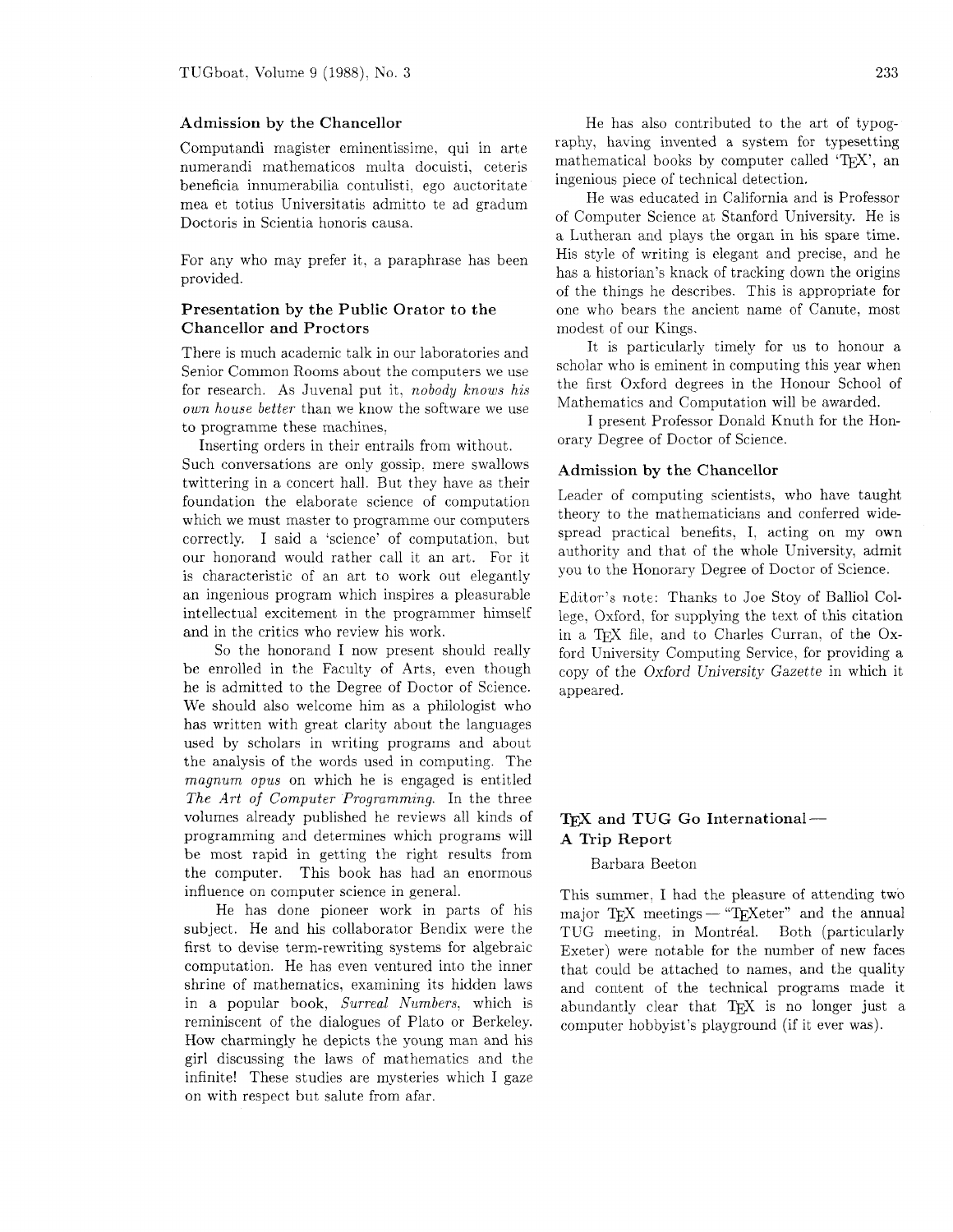### Admission by the Chancellor

Computandi magister eminentissime, qui in arte numerandi mathematicos multa docuisti, ceteris beneficia innumerabilia contulisti, ego auctoritate mea et totius Universitatis admitto te ad gradum Doctoris in Scientia honoris causa.

For any who may prefer it, a paraphrase has been provided.

### Presentation by the Public Orator to the Chancellor and Proctors

There is much academic talk in our laboratories and Senior Common Rooms about the computers we use for research. As Juvenal put it, *nobody knows his own house better* than we know the software we use to programme these machines,

Inserting orders in their entrails from without.

Such conversations are only gossip, mere swallows twittering in a concert hall. But they have as their foundation the elaborate science of computation which we must master to programme our computers correctly. I said a 'science' of computation, but our honorand would rather call it an art. For it is characteristic of an art to work out elegantly an ingenious program which inspires a pleasurable intellectual excitement in the programmer himself and in the critics who review his work.

So the honorand I now present should really be enrolled in the Faculty of Arts, even though he is admitted to the Degree of Doctor of Science. We should also welcome him as a philologist who has written with great clarity about the languages used by scholars in writing programs and about the analysis of the words used in computing. The *magnum opus* on which he is engaged is entitled *The Art of Computer Programming*. In the three volumes already published he reviews all kinds of programming and determines which programs will be most rapid in getting the right results from the computer. This book has had an enormous influence on computer science in general.

He has done pioneer work in parts of his subject. He and his collaborator Bendix were the first to devise term-rewriting systems for algebraic computation. He has even ventured into the inner shrine of mathematics, examining its hidden laws in a popular book, *Surreal Numbers*, which is reminiscent of the dialogues of Plato or Berkeley. How charmingly he depicts the young man and his girl discussing the laws of mathematics and the infinite! These studies are mysteries which I gaze on with respect but salute from afar.

He has also contributed to the art of typography, having invented a system for typesetting mathematical books by computer called 'TeX', an ingenious piece of technical detection.

He was educated in California and is Professor of Computer Science at Stanford University. He is a Lutheran and plays the organ in his spare time. His style of writing is elegant and precise, and he has a historian's knack of tracking down the origins of the things he describes. This is appropriate for one who bears the ancient name of Canute, most modest of our Kings.

It is particularly timely for us to honour a scholar who is eminent in computing this year when the first Oxford degrees in the Honour School of Mathematics and Computation will be awarded.

I present Professor Donald Knuth for the Honorary Degree of Doctor of Science.

### Admission by the Chancellor

Leader of computing scientists, who have taught theory to the mathematicians and conferred widespread practical benefits, I, acting on my own authority and that of the whole University, admit you to the Honorary Degree of Doctor of Science.

Editor's note: Thanks to Joe Stoy of Balliol College, Oxford, for supplying the text of this citation in a TeX file, and to Charles Curran, of the Oxford University Computing Service, for providing a copy of the *Oxford University Gazette* in which it appeared.

## TeX and TUG Go International— A Trip Report

Barbara Beeton

This summer, I had the pleasure of attending two major TeX meetings — "TeXeter" and the annual TUG meeting, in Montréal. Both (particularly Exeter) were notable for the number of new faces that could be attached to names, and the quality and content of the technical programs made it abundantly clear that TeX is no longer just a computer hobbyist's playground (if it ever was).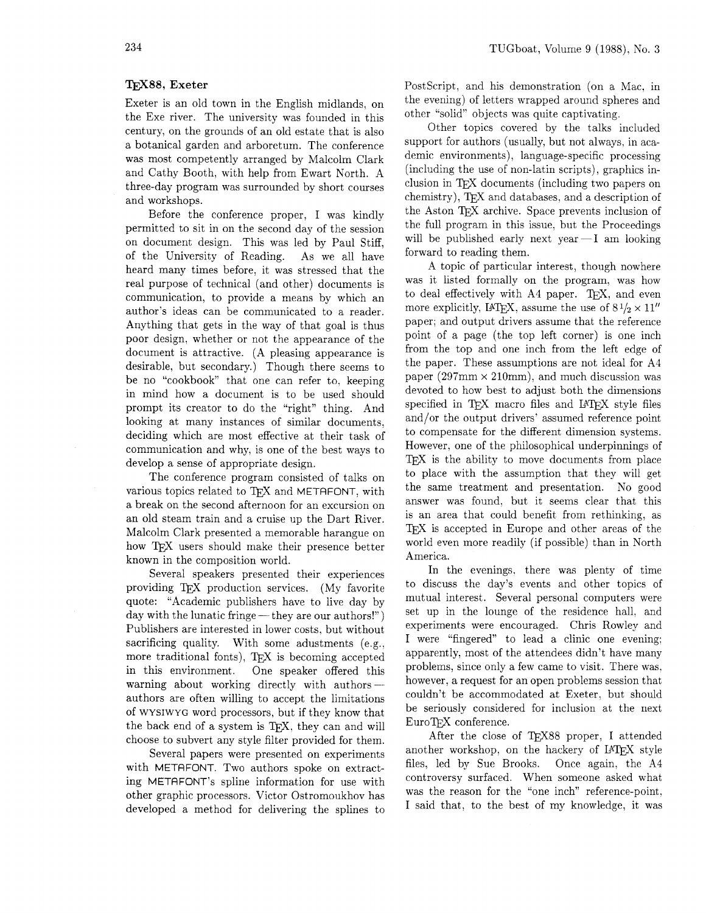### TEX88, Exeter

Exeter is an old town in the English midlands, on the Exe river. The university was founded in this century, on the grounds of an old estate that is also a botanical garden and arboretum. The conference was most competently arranged by Malcolm Clark and Cathy Booth, with help from Ewart North. A three-day program was surrounded by short courses and workshops.

Before the conference proper, I was kindly permitted to sit in on the second day of the session on document design. This was led by Paul Stiff, of the University of Reading. As we all have heard many times before, it was stressed that the real purpose of technical (and other) documents is communication, to provide a means by which an author's ideas can be communicated to a reader. Anything that gets in the way of that goal is thus poor design, whether or not the appearance of the document is attractive. (A pleasing appearance is desirable, but secondary.) Though there seems to be no "cookbook" that one can refer to, keeping in mind how a document is to be used should prompt its creator to do the "right" thing. And looking at many instances of similar documents, deciding which are most effective at their task of communication and why, is one of the best ways to develop a sense of appropriate design.

The conference program consisted of talks on various topics related to TEX and METAFONT, with a break on the second afternoon for an excursion on an old steam train and a cruise up the Dart River. Malcolm Clark presented a memorable harangue on how TEX users should make their presence better known in the composition world.

Several speakers presented their experiences providing TEX production services. (My favorite quote: "Academic publishers have to live day by day with the lunatic fringe — they are our authors!") Publishers are interested in lower costs, but without sacrificing quality. With some adustments (e.g., more traditional fonts), TEX is becoming accepted in this environment. One speaker offered this warning about working directly with authors — authors are often willing to accept the limitations of WYSIWYG word processors, but if they know that the back end of a system is TEX, they can and will choose to subvert any style filter provided for them.

Several papers were presented on experiments with METAFONT. Two authors spoke on extracting METAFONT's spline information for use with other graphic processors. Victor Ostromoukhov has developed a method for delivering the splines to PostScript, and his demonstration (on a Mac, in the evening) of letters wrapped around spheres and other "solid" objects was quite captivating.

Other topics covered by the talks included support for authors (usually, but not always, in academic environments), language-specific processing (including the use of non-latin scripts), graphics inclusion in TEX documents (including two papers on chemistry), TEX and databases, and a description of the Aston TEX archive. Space prevents inclusion of the full program in this issue, but the Proceedings will be published early next year — I am looking forward to reading them.

A topic of particular interest, though nowhere was it listed formally on the program, was how to deal effectively with A4 paper. TEX, and even more explicitly, LATEX, assume the use of $8\frac{1}{2} \times 11''$ paper; and output drivers assume that the reference point of a page (the top left corner) is one inch from the top and one inch from the left edge of the paper. These assumptions are not ideal for A4 paper (297mm × 210mm), and much discussion was devoted to how best to adjust both the dimensions specified in TEX macro files and LATEX style files and/or the output drivers' assumed reference point to compensate for the different dimension systems. However, one of the philosophical underpinnings of TEX is the ability to move documents from place to place with the assumption that they will get the same treatment and presentation. No good answer was found, but it seems clear that this is an area that could benefit from rethinking, as TEX is accepted in Europe and other areas of the world even more readily (if possible) than in North America.

In the evenings, there was plenty of time to discuss the day's events and other topics of mutual interest. Several personal computers were set up in the lounge of the residence hall, and experiments were encouraged. Chris Rowley and I were "fingered" to lead a clinic one evening; apparently, most of the attendees didn't have many problems, since only a few came to visit. There was, however, a request for an open problems session that couldn't be accommodated at Exeter, but should be seriously considered for inclusion at the next EuroTEX conference.

After the close of TEX88 proper, I attended another workshop, on the hackery of LATEX style files, led by Sue Brooks. Once again, the A4 controversy surfaced. When someone asked what was the reason for the "one inch" reference-point, I said that, to the best of my knowledge, it was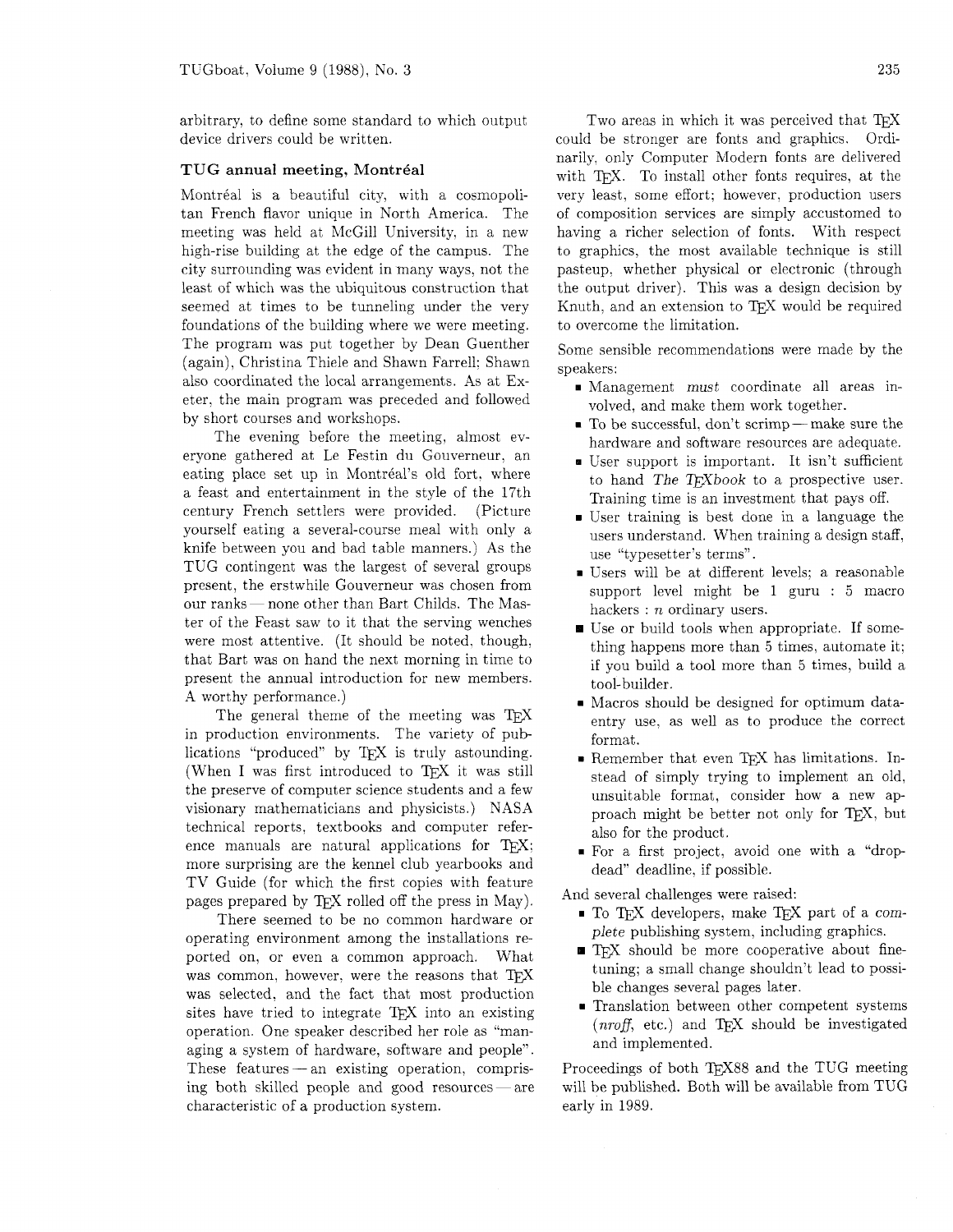arbitrary, to define some standard to which output device drivers could be written.

### TUG annual meeting, Montréal

Montréal is a beautiful city, with a cosmopolitan French flavor unique in North America. The meeting was held at McGill University, in a new high-rise building at the edge of the campus. The city surrounding was evident in many ways, not the least of which was the ubiquitous construction that seemed at times to be tunneling under the very foundations of the building where we were meeting. The program was put together by Dean Guenther (again), Christina Thiele and Shawn Farrell; Shawn also coordinated the local arrangements. As at Exeter, the main program was preceded and followed by short courses and workshops.

The evening before the meeting, almost everyone gathered at Le Festin du Gouverneur, an eating place set up in Montréal's old fort, where a feast and entertainment in the style of the 17th century French settlers were provided. (Picture yourself eating a several-course meal with only a knife between you and bad table manners.) As the TUG contingent was the largest of several groups present, the erstwhile Gouverneur was chosen from our ranks — none other than Bart Childs. The Master of the Feast saw to it that the serving wenches were most attentive. (It should be noted, though, that Bart was on hand the next morning in time to present the annual introduction for new members. A worthy performance.)

The general theme of the meeting was TeX in production environments. The variety of publications "produced" by TeX is truly astounding. (When I was first introduced to TeX it was still the preserve of computer science students and a few visionary mathematicians and physicists.) NASA technical reports, textbooks and computer reference manuals are natural applications for TeX; more surprising are the kennel club yearbooks and TV Guide (for which the first copies with feature pages prepared by TeX rolled off the press in May).

There seemed to be no common hardware or operating environment among the installations reported on, or even a common approach. What was common, however, were the reasons that TeX was selected, and the fact that most production sites have tried to integrate TeX into an existing operation. One speaker described her role as "managing a system of hardware, software and people". These features — an existing operation, comprising both skilled people and good resources — are characteristic of a production system.

Two areas in which it was perceived that TeX could be stronger are fonts and graphics. Ordinarily, only Computer Modern fonts are delivered with TeX. To install other fonts requires, at the very least, some effort; however, production users of composition services are simply accustomed to having a richer selection of fonts. With respect to graphics, the most available technique is still pasteup, whether physical or electronic (through the output driver). This was a design decision by Knuth, and an extension to TeX would be required to overcome the limitation.

Some sensible recommendations were made by the speakers:

- Management *must* coordinate all areas involved, and make them work together.
- To be successful, don't scrimp — make sure the hardware and software resources are adequate.
- User support is important. It isn't sufficient to hand *The TeXbook* to a prospective user. Training time is an investment that pays off.
- User training is best done in a language the users understand. When training a design staff, use "typesetter's terms".
- Users will be at different levels; a reasonable support level might be 1 guru : 5 macro hackers : $n$ ordinary users.
- Use or build tools when appropriate. If something happens more than 5 times, automate it; if you build a tool more than 5 times, build a tool-builder.
- Macros should be designed for optimum data-entry use, as well as to produce the correct format.
- Remember that even TeX has limitations. Instead of simply trying to implement an old, unsuitable format, consider how a new approach might be better not only for TeX, but also for the product.
- For a first project, avoid one with a "drop-dead" deadline, if possible.

And several challenges were raised:

- To TeX developers, make TeX part of a *complete* publishing system, including graphics.
- TeX should be more cooperative about fine-tuning; a small change shouldn't lead to possible changes several pages later.
- Translation between other competent systems (*nroff*, etc.) and TeX should be investigated and implemented.

Proceedings of both TeX88 and the TUG meeting will be published. Both will be available from TUG early in 1989.